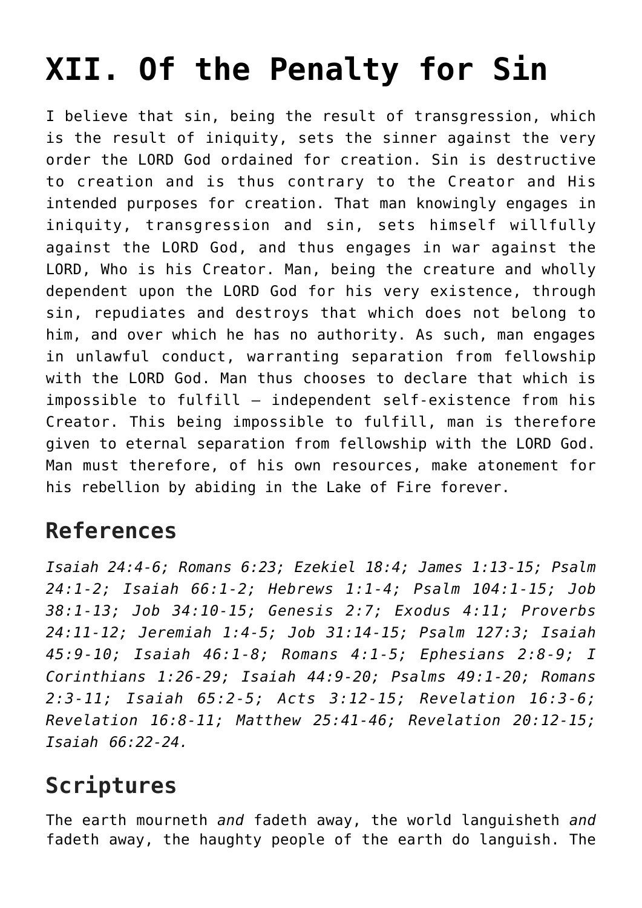# XII. Of the Penalty for Sin

I believe that sin, being the result of transgression, which is the result of iniquity, sets the sinner against the very order the LORD God ordained for creation. Sin is destructive to creation and is thus contrary to the Creator and His intended purposes for creation. That man knowingly engages in iniquity, transgression and sin, sets himself willfully against the LORD God, and thus engages in war against the LORD, Who is his Creator. Man, being the creature and wholly dependent upon the LORD God for his very existence, through sin, repudiates and destroys that which does not belong to him, and over which he has no authority. As such, man engages in unlawful conduct, warranting separation from fellowship with the LORD God. Man thus chooses to declare that which is impossible to fulfill – independent self-existence from his Creator. This being impossible to fulfill, man is therefore given to eternal separation from fellowship with the LORD God. Man must therefore, of his own resources, make atonement for his rebellion by abiding in the Lake of Fire forever.

## References

*Isaiah 24:4-6; Romans 6:23; Ezekiel 18:4; James 1:13-15; Psalm 24:1-2; Isaiah 66:1-2; Hebrews 1:1-4; Psalm 104:1-15; Job 38:1-13; Job 34:10-15; Genesis 2:7; Exodus 4:11; Proverbs 24:11-12; Jeremiah 1:4-5; Job 31:14-15; Psalm 127:3; Isaiah 45:9-10; Isaiah 46:1-8; Romans 4:1-5; Ephesians 2:8-9; I Corinthians 1:26-29; Isaiah 44:9-20; Psalms 49:1-20; Romans 2:3-11; Isaiah 65:2-5; Acts 3:12-15; Revelation 16:3-6; Revelation 16:8-11; Matthew 25:41-46; Revelation 20:12-15; Isaiah 66:22-24.*

## Scriptures

The earth mourneth *and* fadeth away, the world languisheth *and* fadeth away, the haughty people of the earth do languish. The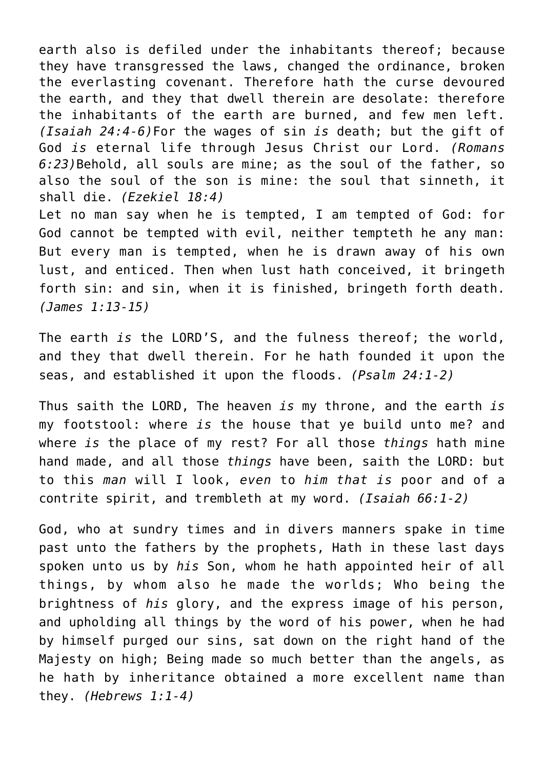earth also is defiled under the inhabitants thereof; because they have transgressed the laws, changed the ordinance, broken the everlasting covenant. Therefore hath the curse devoured the earth, and they that dwell therein are desolate: therefore the inhabitants of the earth are burned, and few men left. *(Isaiah 24:4-6)*For the wages of sin *is* death; but the gift of God *is* eternal life through Jesus Christ our Lord. *(Romans 6:23)*Behold, all souls are mine; as the soul of the father, so also the soul of the son is mine: the soul that sinneth, it shall die. *(Ezekiel 18:4)*
Let no man say when he is tempted, I am tempted of God: for God cannot be tempted with evil, neither tempteth he any man: But every man is tempted, when he is drawn away of his own lust, and enticed. Then when lust hath conceived, it bringeth forth sin: and sin, when it is finished, bringeth forth death. *(James 1:13-15)*

The earth *is* the LORD'S, and the fulness thereof; the world, and they that dwell therein. For he hath founded it upon the seas, and established it upon the floods. *(Psalm 24:1-2)*

Thus saith the LORD, The heaven *is* my throne, and the earth *is* my footstool: where *is* the house that ye build unto me? and where *is* the place of my rest? For all those *things* hath mine hand made, and all those *things* have been, saith the LORD: but to this *man* will I look, *even* to *him that is* poor and of a contrite spirit, and trembleth at my word. *(Isaiah 66:1-2)*

God, who at sundry times and in divers manners spake in time past unto the fathers by the prophets, Hath in these last days spoken unto us by *his* Son, whom he hath appointed heir of all things, by whom also he made the worlds; Who being the brightness of *his* glory, and the express image of his person, and upholding all things by the word of his power, when he had by himself purged our sins, sat down on the right hand of the Majesty on high; Being made so much better than the angels, as he hath by inheritance obtained a more excellent name than they. *(Hebrews 1:1-4)*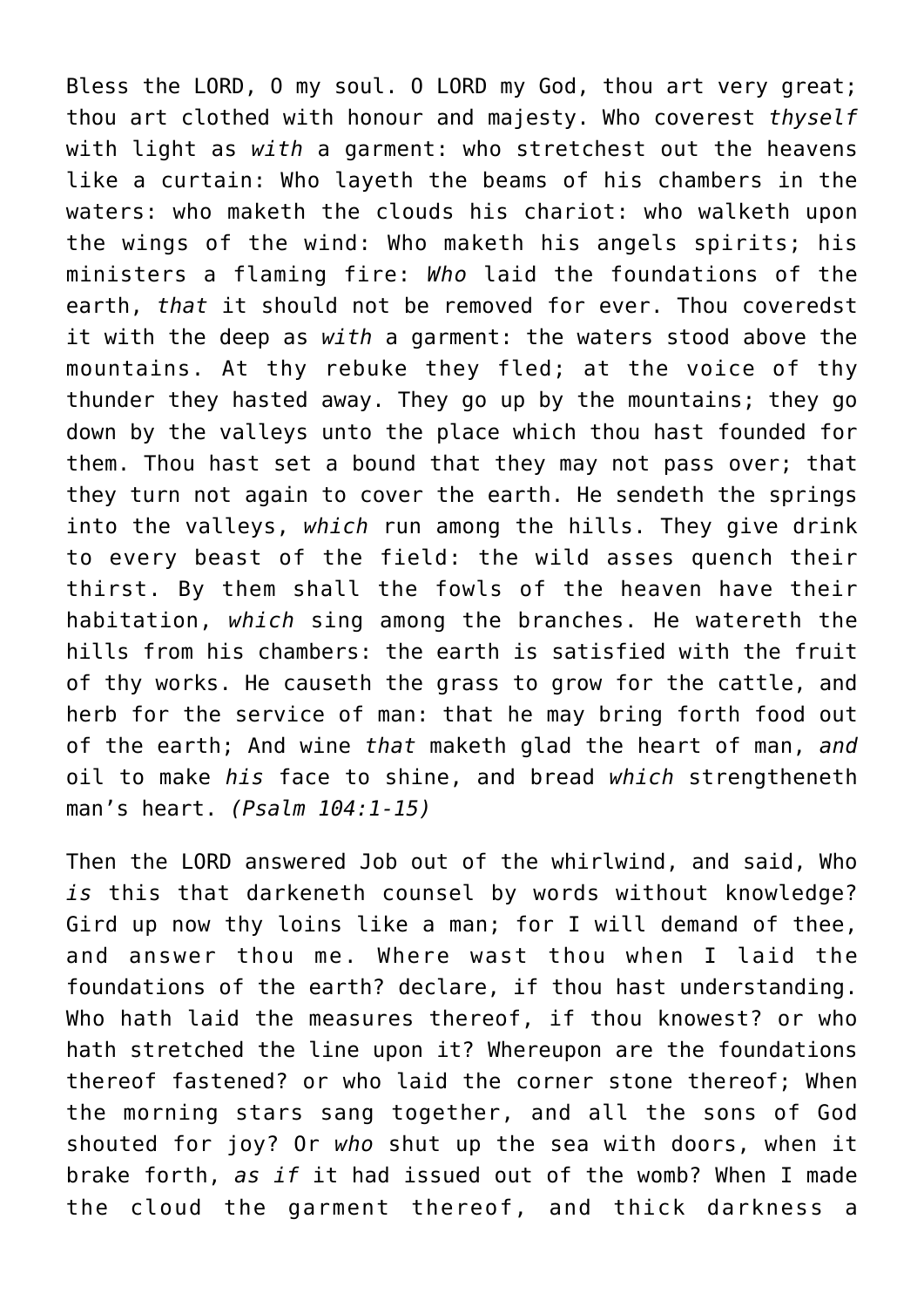Bless the LORD, O my soul. O LORD my God, thou art very great; thou art clothed with honour and majesty. Who coverest *thyself* with light as *with* a garment: who stretchest out the heavens like a curtain: Who layeth the beams of his chambers in the waters: who maketh the clouds his chariot: who walketh upon the wings of the wind: Who maketh his angels spirits; his ministers a flaming fire: *Who* laid the foundations of the earth, *that* it should not be removed for ever. Thou coveredst it with the deep as *with* a garment: the waters stood above the mountains. At thy rebuke they fled; at the voice of thy thunder they hasted away. They go up by the mountains; they go down by the valleys unto the place which thou hast founded for them. Thou hast set a bound that they may not pass over; that they turn not again to cover the earth. He sendeth the springs into the valleys, *which* run among the hills. They give drink to every beast of the field: the wild asses quench their thirst. By them shall the fowls of the heaven have their habitation, *which* sing among the branches. He watereth the hills from his chambers: the earth is satisfied with the fruit of thy works. He causeth the grass to grow for the cattle, and herb for the service of man: that he may bring forth food out of the earth; And wine *that* maketh glad the heart of man, *and* oil to make *his* face to shine, and bread *which* strengtheneth man's heart. *(Psalm 104:1-15)*

Then the LORD answered Job out of the whirlwind, and said, Who *is* this that darkeneth counsel by words without knowledge? Gird up now thy loins like a man; for I will demand of thee, and answer thou me. Where wast thou when I laid the foundations of the earth? declare, if thou hast understanding. Who hath laid the measures thereof, if thou knowest? or who hath stretched the line upon it? Whereupon are the foundations thereof fastened? or who laid the corner stone thereof; When the morning stars sang together, and all the sons of God shouted for joy? Or *who* shut up the sea with doors, when it brake forth, *as if* it had issued out of the womb? When I made the cloud the garment thereof, and thick darkness a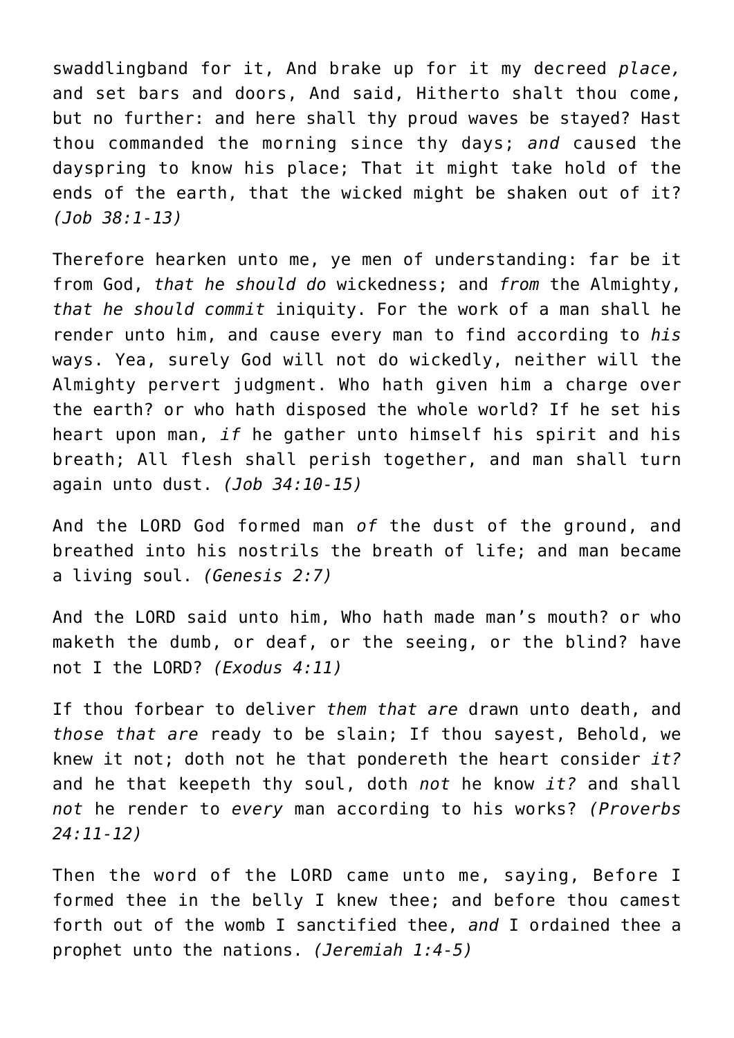swaddlingband for it, And brake up for it my decreed *place,* and set bars and doors, And said, Hitherto shalt thou come, but no further: and here shall thy proud waves be stayed? Hast thou commanded the morning since thy days; *and* caused the dayspring to know his place; That it might take hold of the ends of the earth, that the wicked might be shaken out of it? *(Job 38:1-13)*

Therefore hearken unto me, ye men of understanding: far be it from God, *that he should do* wickedness; and *from* the Almighty, *that he should commit* iniquity. For the work of a man shall he render unto him, and cause every man to find according to *his* ways. Yea, surely God will not do wickedly, neither will the Almighty pervert judgment. Who hath given him a charge over the earth? or who hath disposed the whole world? If he set his heart upon man, *if* he gather unto himself his spirit and his breath; All flesh shall perish together, and man shall turn again unto dust. *(Job 34:10-15)*

And the LORD God formed man *of* the dust of the ground, and breathed into his nostrils the breath of life; and man became a living soul. *(Genesis 2:7)*

And the LORD said unto him, Who hath made man's mouth? or who maketh the dumb, or deaf, or the seeing, or the blind? have not I the LORD? *(Exodus 4:11)*

If thou forbear to deliver *them that are* drawn unto death, and *those that are* ready to be slain; If thou sayest, Behold, we knew it not; doth not he that pondereth the heart consider *it?* and he that keepeth thy soul, doth *not* he know *it?* and shall *not* he render to *every* man according to his works? *(Proverbs 24:11-12)*

Then the word of the LORD came unto me, saying, Before I formed thee in the belly I knew thee; and before thou camest forth out of the womb I sanctified thee, *and* I ordained thee a prophet unto the nations. *(Jeremiah 1:4-5)*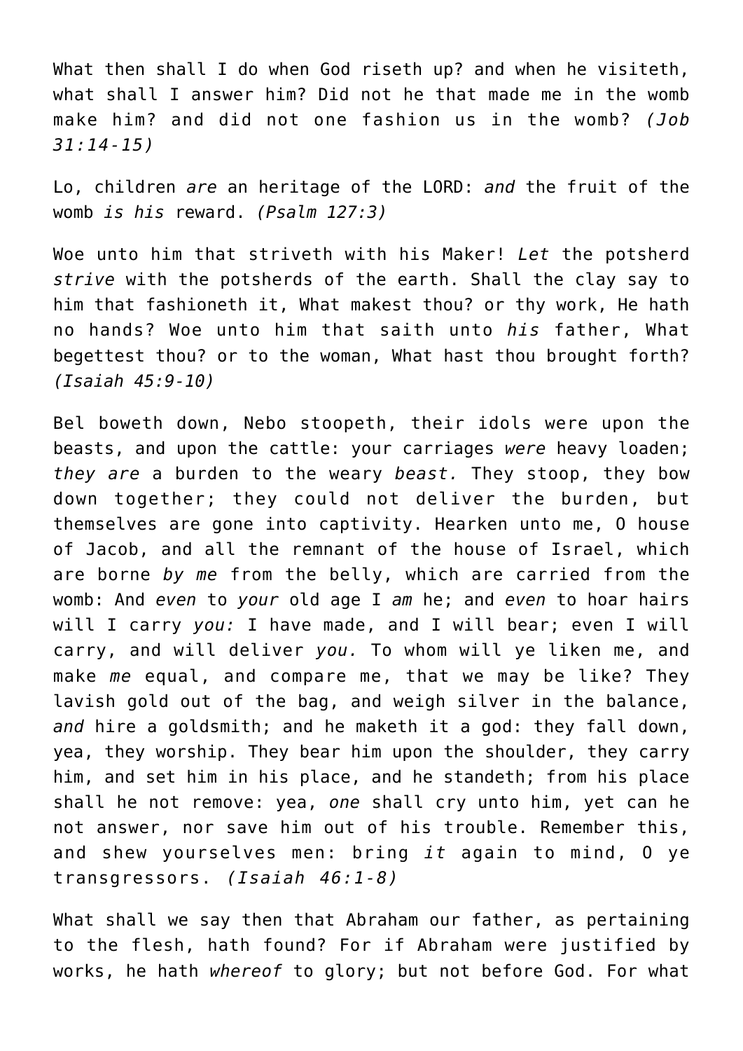What then shall I do when God riseth up? and when he visiteth, what shall I answer him? Did not he that made me in the womb make him? and did not one fashion us in the womb? *(Job 31:14-15)*

Lo, children *are* an heritage of the LORD: *and* the fruit of the womb *is his* reward. *(Psalm 127:3)*

Woe unto him that striveth with his Maker! *Let* the potsherd *strive* with the potsherds of the earth. Shall the clay say to him that fashioneth it, What makest thou? or thy work, He hath no hands? Woe unto him that saith unto *his* father, What begettest thou? or to the woman, What hast thou brought forth? *(Isaiah 45:9-10)*

Bel boweth down, Nebo stoopeth, their idols were upon the beasts, and upon the cattle: your carriages *were* heavy loaden; *they are* a burden to the weary *beast.* They stoop, they bow down together; they could not deliver the burden, but themselves are gone into captivity. Hearken unto me, O house of Jacob, and all the remnant of the house of Israel, which are borne *by me* from the belly, which are carried from the womb: And *even* to *your* old age I *am* he; and *even* to hoar hairs will I carry *you:* I have made, and I will bear; even I will carry, and will deliver *you.* To whom will ye liken me, and make *me* equal, and compare me, that we may be like? They lavish gold out of the bag, and weigh silver in the balance, *and* hire a goldsmith; and he maketh it a god: they fall down, yea, they worship. They bear him upon the shoulder, they carry him, and set him in his place, and he standeth; from his place shall he not remove: yea, *one* shall cry unto him, yet can he not answer, nor save him out of his trouble. Remember this, and shew yourselves men: bring *it* again to mind, O ye transgressors. *(Isaiah 46:1-8)*

What shall we say then that Abraham our father, as pertaining to the flesh, hath found? For if Abraham were justified by works, he hath *whereof* to glory; but not before God. For what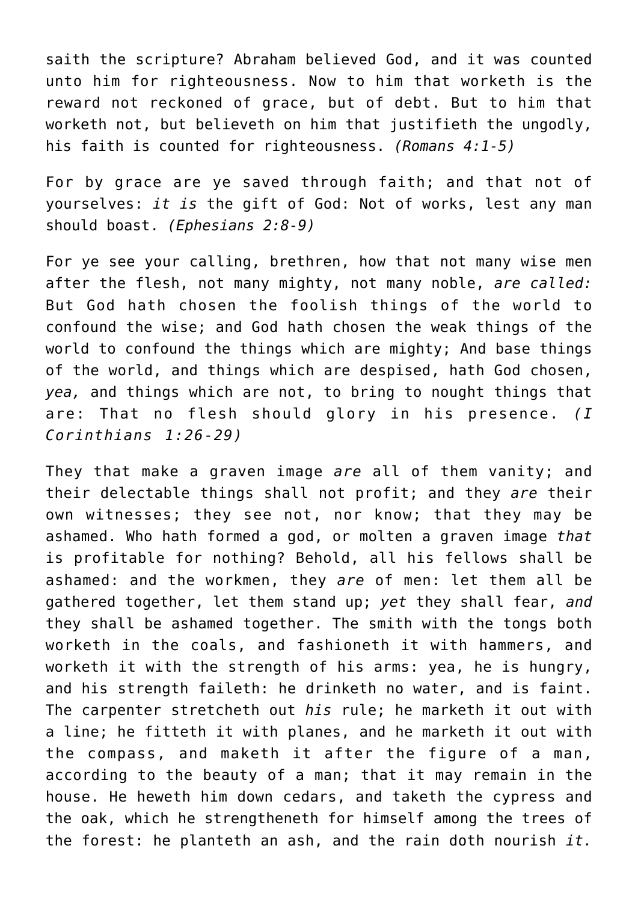saith the scripture? Abraham believed God, and it was counted unto him for righteousness. Now to him that worketh is the reward not reckoned of grace, but of debt. But to him that worketh not, but believeth on him that justifieth the ungodly, his faith is counted for righteousness. *(Romans 4:1-5)*

For by grace are ye saved through faith; and that not of yourselves: *it is* the gift of God: Not of works, lest any man should boast. *(Ephesians 2:8-9)*

For ye see your calling, brethren, how that not many wise men after the flesh, not many mighty, not many noble, *are called:* But God hath chosen the foolish things of the world to confound the wise; and God hath chosen the weak things of the world to confound the things which are mighty; And base things of the world, and things which are despised, hath God chosen, *yea,* and things which are not, to bring to nought things that are: That no flesh should glory in his presence. *(I Corinthians 1:26-29)*

They that make a graven image *are* all of them vanity; and their delectable things shall not profit; and they *are* their own witnesses; they see not, nor know; that they may be ashamed. Who hath formed a god, or molten a graven image *that* is profitable for nothing? Behold, all his fellows shall be ashamed: and the workmen, they *are* of men: let them all be gathered together, let them stand up; *yet* they shall fear, *and* they shall be ashamed together. The smith with the tongs both worketh in the coals, and fashioneth it with hammers, and worketh it with the strength of his arms: yea, he is hungry, and his strength faileth: he drinketh no water, and is faint. The carpenter stretcheth out *his* rule; he marketh it out with a line; he fitteth it with planes, and he marketh it out with the compass, and maketh it after the figure of a man, according to the beauty of a man; that it may remain in the house. He heweth him down cedars, and taketh the cypress and the oak, which he strengtheneth for himself among the trees of the forest: he planteth an ash, and the rain doth nourish *it.*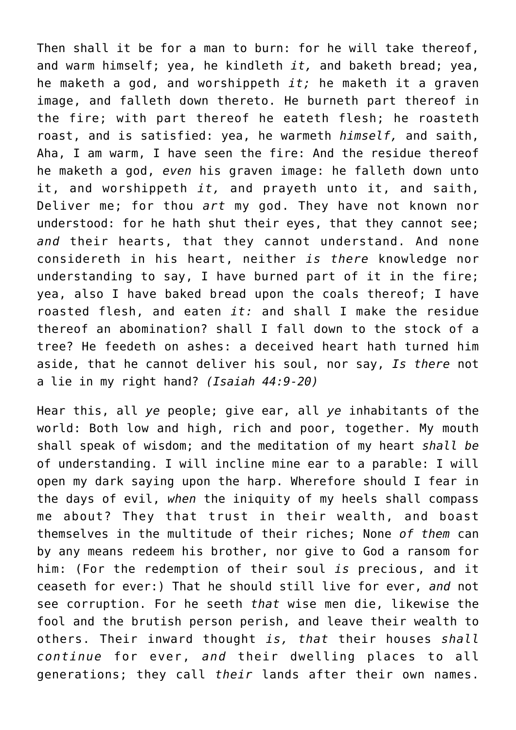Then shall it be for a man to burn: for he will take thereof, and warm himself; yea, he kindleth *it,* and baketh bread; yea, he maketh a god, and worshippeth *it;* he maketh it a graven image, and falleth down thereto. He burneth part thereof in the fire; with part thereof he eateth flesh; he roasteth roast, and is satisfied: yea, he warmeth *himself,* and saith, Aha, I am warm, I have seen the fire: And the residue thereof he maketh a god, *even* his graven image: he falleth down unto it, and worshippeth *it,* and prayeth unto it, and saith, Deliver me; for thou *art* my god. They have not known nor understood: for he hath shut their eyes, that they cannot see; *and* their hearts, that they cannot understand. And none considereth in his heart, neither *is there* knowledge nor understanding to say, I have burned part of it in the fire; yea, also I have baked bread upon the coals thereof; I have roasted flesh, and eaten *it:* and shall I make the residue thereof an abomination? shall I fall down to the stock of a tree? He feedeth on ashes: a deceived heart hath turned him aside, that he cannot deliver his soul, nor say, *Is there* not a lie in my right hand? *(Isaiah 44:9-20)*

Hear this, all *ye* people; give ear, all *ye* inhabitants of the world: Both low and high, rich and poor, together. My mouth shall speak of wisdom; and the meditation of my heart *shall be* of understanding. I will incline mine ear to a parable: I will open my dark saying upon the harp. Wherefore should I fear in the days of evil, *when* the iniquity of my heels shall compass me about? They that trust in their wealth, and boast themselves in the multitude of their riches; None *of them* can by any means redeem his brother, nor give to God a ransom for him: (For the redemption of their soul *is* precious, and it ceaseth for ever:) That he should still live for ever, *and* not see corruption. For he seeth *that* wise men die, likewise the fool and the brutish person perish, and leave their wealth to others. Their inward thought *is, that* their houses *shall continue* for ever, *and* their dwelling places to all generations; they call *their* lands after their own names.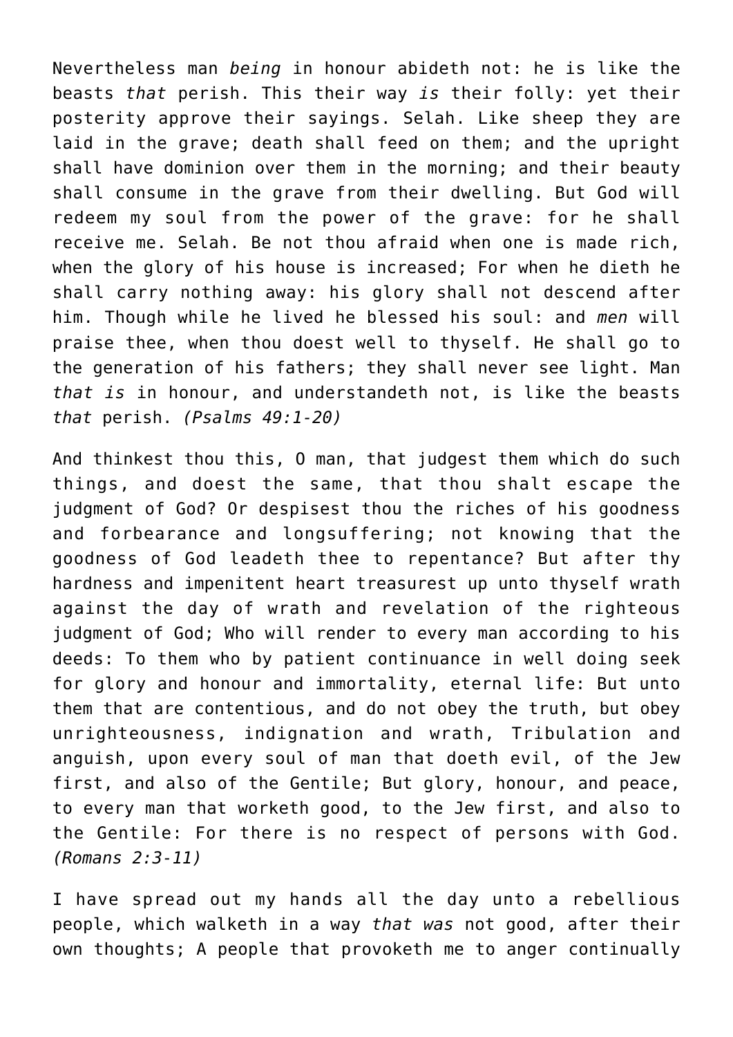Nevertheless man *being* in honour abideth not: he is like the beasts *that* perish. This their way *is* their folly: yet their posterity approve their sayings. Selah. Like sheep they are laid in the grave; death shall feed on them; and the upright shall have dominion over them in the morning; and their beauty shall consume in the grave from their dwelling. But God will redeem my soul from the power of the grave: for he shall receive me. Selah. Be not thou afraid when one is made rich, when the glory of his house is increased; For when he dieth he shall carry nothing away: his glory shall not descend after him. Though while he lived he blessed his soul: and *men* will praise thee, when thou doest well to thyself. He shall go to the generation of his fathers; they shall never see light. Man *that is* in honour, and understandeth not, is like the beasts *that* perish. *(Psalms 49:1-20)*

And thinkest thou this, O man, that judgest them which do such things, and doest the same, that thou shalt escape the judgment of God? Or despisest thou the riches of his goodness and forbearance and longsuffering; not knowing that the goodness of God leadeth thee to repentance? But after thy hardness and impenitent heart treasurest up unto thyself wrath against the day of wrath and revelation of the righteous judgment of God; Who will render to every man according to his deeds: To them who by patient continuance in well doing seek for glory and honour and immortality, eternal life: But unto them that are contentious, and do not obey the truth, but obey unrighteousness, indignation and wrath, Tribulation and anguish, upon every soul of man that doeth evil, of the Jew first, and also of the Gentile; But glory, honour, and peace, to every man that worketh good, to the Jew first, and also to the Gentile: For there is no respect of persons with God. *(Romans 2:3-11)*

I have spread out my hands all the day unto a rebellious people, which walketh in a way *that was* not good, after their own thoughts; A people that provoketh me to anger continually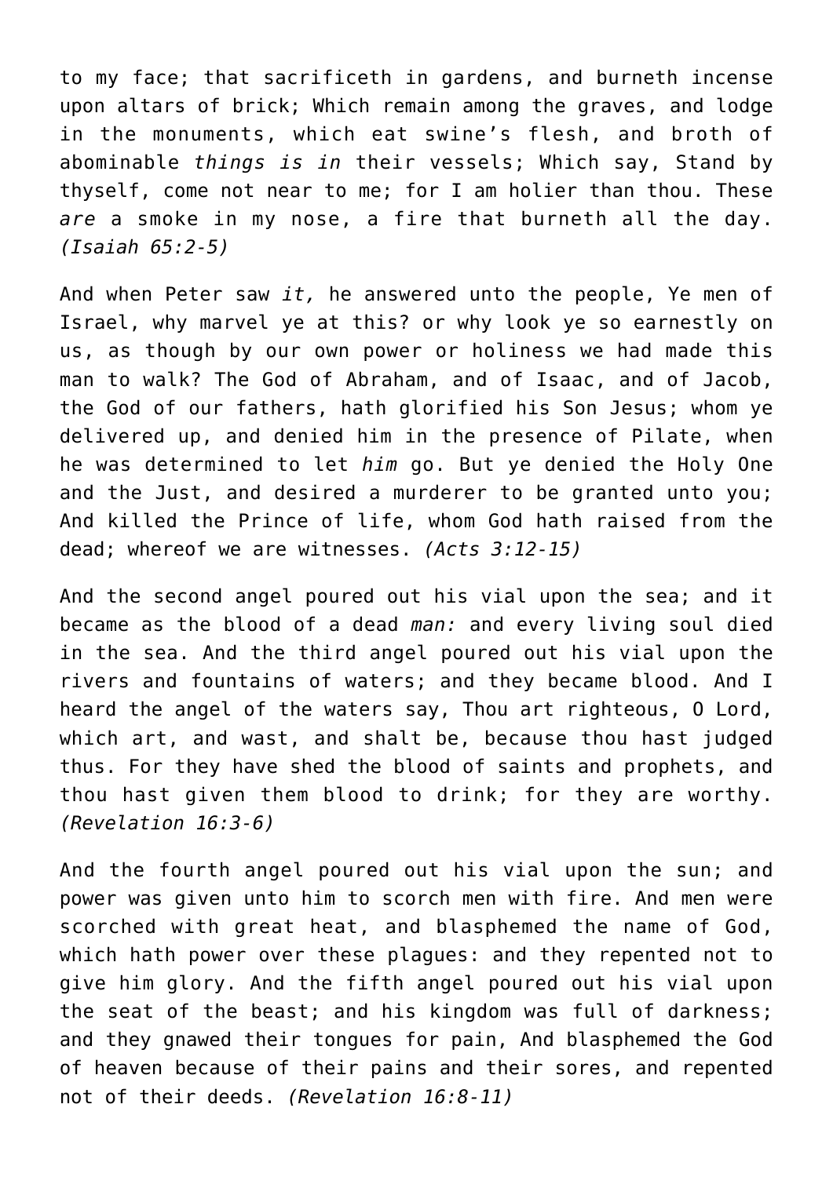to my face; that sacrificeth in gardens, and burneth incense upon altars of brick; Which remain among the graves, and lodge in the monuments, which eat swine's flesh, and broth of abominable *things is in* their vessels; Which say, Stand by thyself, come not near to me; for I am holier than thou. These *are* a smoke in my nose, a fire that burneth all the day. *(Isaiah 65:2-5)*

And when Peter saw *it,* he answered unto the people, Ye men of Israel, why marvel ye at this? or why look ye so earnestly on us, as though by our own power or holiness we had made this man to walk? The God of Abraham, and of Isaac, and of Jacob, the God of our fathers, hath glorified his Son Jesus; whom ye delivered up, and denied him in the presence of Pilate, when he was determined to let *him* go. But ye denied the Holy One and the Just, and desired a murderer to be granted unto you; And killed the Prince of life, whom God hath raised from the dead; whereof we are witnesses. *(Acts 3:12-15)*

And the second angel poured out his vial upon the sea; and it became as the blood of a dead *man:* and every living soul died in the sea. And the third angel poured out his vial upon the rivers and fountains of waters; and they became blood. And I heard the angel of the waters say, Thou art righteous, O Lord, which art, and wast, and shalt be, because thou hast judged thus. For they have shed the blood of saints and prophets, and thou hast given them blood to drink; for they are worthy. *(Revelation 16:3-6)*

And the fourth angel poured out his vial upon the sun; and power was given unto him to scorch men with fire. And men were scorched with great heat, and blasphemed the name of God, which hath power over these plagues: and they repented not to give him glory. And the fifth angel poured out his vial upon the seat of the beast; and his kingdom was full of darkness; and they gnawed their tongues for pain, And blasphemed the God of heaven because of their pains and their sores, and repented not of their deeds. *(Revelation 16:8-11)*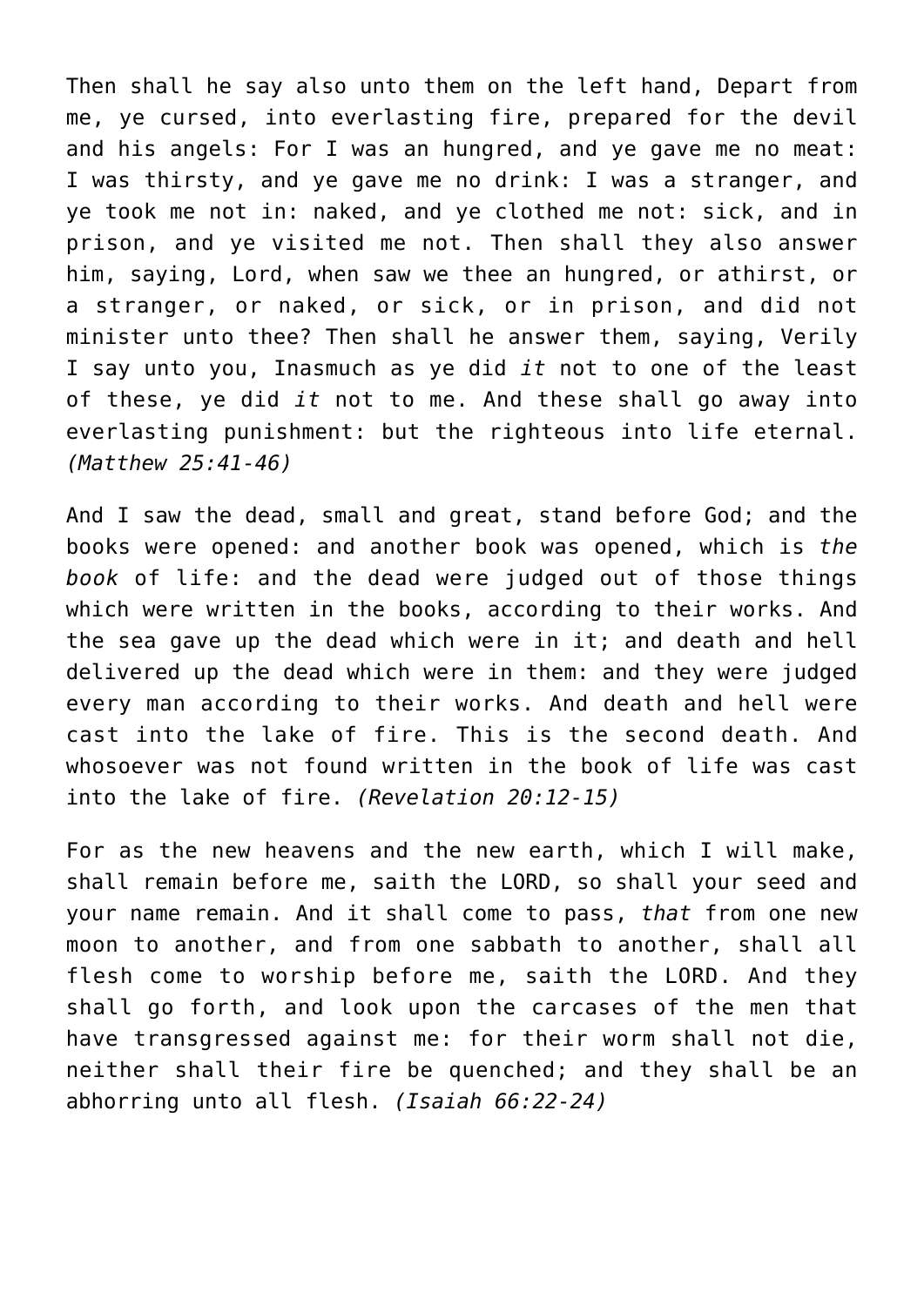Then shall he say also unto them on the left hand, Depart from me, ye cursed, into everlasting fire, prepared for the devil and his angels: For I was an hungred, and ye gave me no meat: I was thirsty, and ye gave me no drink: I was a stranger, and ye took me not in: naked, and ye clothed me not: sick, and in prison, and ye visited me not. Then shall they also answer him, saying, Lord, when saw we thee an hungred, or athirst, or a stranger, or naked, or sick, or in prison, and did not minister unto thee? Then shall he answer them, saying, Verily I say unto you, Inasmuch as ye did *it* not to one of the least of these, ye did *it* not to me. And these shall go away into everlasting punishment: but the righteous into life eternal. *(Matthew 25:41-46)*

And I saw the dead, small and great, stand before God; and the books were opened: and another book was opened, which is *the book* of life: and the dead were judged out of those things which were written in the books, according to their works. And the sea gave up the dead which were in it; and death and hell delivered up the dead which were in them: and they were judged every man according to their works. And death and hell were cast into the lake of fire. This is the second death. And whosoever was not found written in the book of life was cast into the lake of fire. *(Revelation 20:12-15)*

For as the new heavens and the new earth, which I will make, shall remain before me, saith the LORD, so shall your seed and your name remain. And it shall come to pass, *that* from one new moon to another, and from one sabbath to another, shall all flesh come to worship before me, saith the LORD. And they shall go forth, and look upon the carcases of the men that have transgressed against me: for their worm shall not die, neither shall their fire be quenched; and they shall be an abhorring unto all flesh. *(Isaiah 66:22-24)*